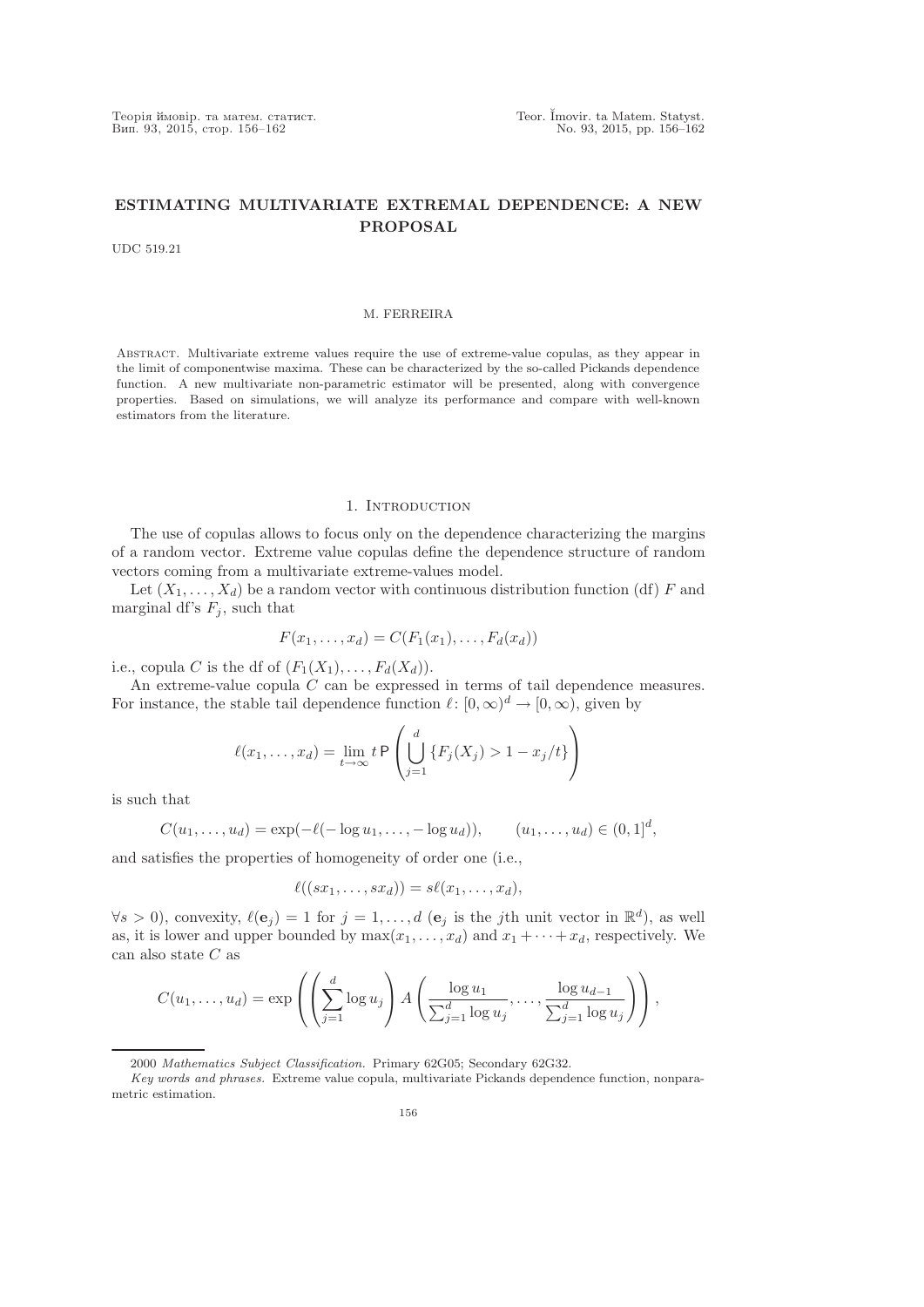# ESTIMATING MULTIVARIATE EXTREMAL DEPENDENCE: A NEW PROPOSAL

UDC 519.21

M. FERREIRA

Abstract. Multivariate extreme values require the use of extreme-value copulas, as they appear in the limit of componentwise maxima. These can be characterized by the so-called Pickands dependence function. A new multivariate non-parametric estimator will be presented, along with convergence properties. Based on simulations, we will analyze its performance and compare with well-known estimators from the literature.

## 1. Introduction

The use of copulas allows to focus only on the dependence characterizing the margins of a random vector. Extreme value copulas define the dependence structure of random vectors coming from a multivariate extreme-values model.

Let $(X_1, \ldots, X_d)$ be a random vector with continuous distribution function (df) $F$ and marginal df's $F_j$, such that

$$F(x_1, \ldots, x_d) = C(F_1(x_1), \ldots, F_d(x_d))$$

i.e., copula $C$ is the df of $(F_1(X_1), \ldots, F_d(X_d))$.

An extreme-value copula $C$ can be expressed in terms of tail dependence measures. For instance, the stable tail dependence function $\ell \colon [0, \infty)^d \to [0, \infty)$, given by

$$\ell(x_1, \ldots, x_d) = \lim_{t \to \infty} t \, \mathsf{P}\left( \bigcup_{j=1}^{d} \{F_j(X_j) > 1 - x_j/t\} \right)$$

is such that

$$C(u_1, \ldots, u_d) = \exp(-\ell(-\log u_1, \ldots, -\log u_d)), \qquad (u_1, \ldots, u_d) \in (0, 1]^d,$$

and satisfies the properties of homogeneity of order one (i.e.,

$$\ell((sx_1, \ldots, sx_d)) = s\ell(x_1, \ldots, x_d),$$

$\forall s > 0$), convexity, $\ell(\mathbf{e}_j) = 1$ for $j = 1, \ldots, d$ ($\mathbf{e}_j$ is the $j$th unit vector in $\mathbb{R}^d$), as well as, it is lower and upper bounded by $\max(x_1, \ldots, x_d)$ and $x_1 + \cdots + x_d$, respectively. We can also state $C$ as

$$C(u_1, \ldots, u_d) = \exp\left( \left( \sum_{j=1}^{d} \log u_j \right) A \left( \frac{\log u_1}{\sum_{j=1}^{d} \log u_j}, \ldots, \frac{\log u_{d-1}}{\sum_{j=1}^{d} \log u_j} \right) \right),$$

---

2000 *Mathematics Subject Classification.* Primary 62G05; Secondary 62G32.

*Key words and phrases.* Extreme value copula, multivariate Pickands dependence function, nonparametric estimation.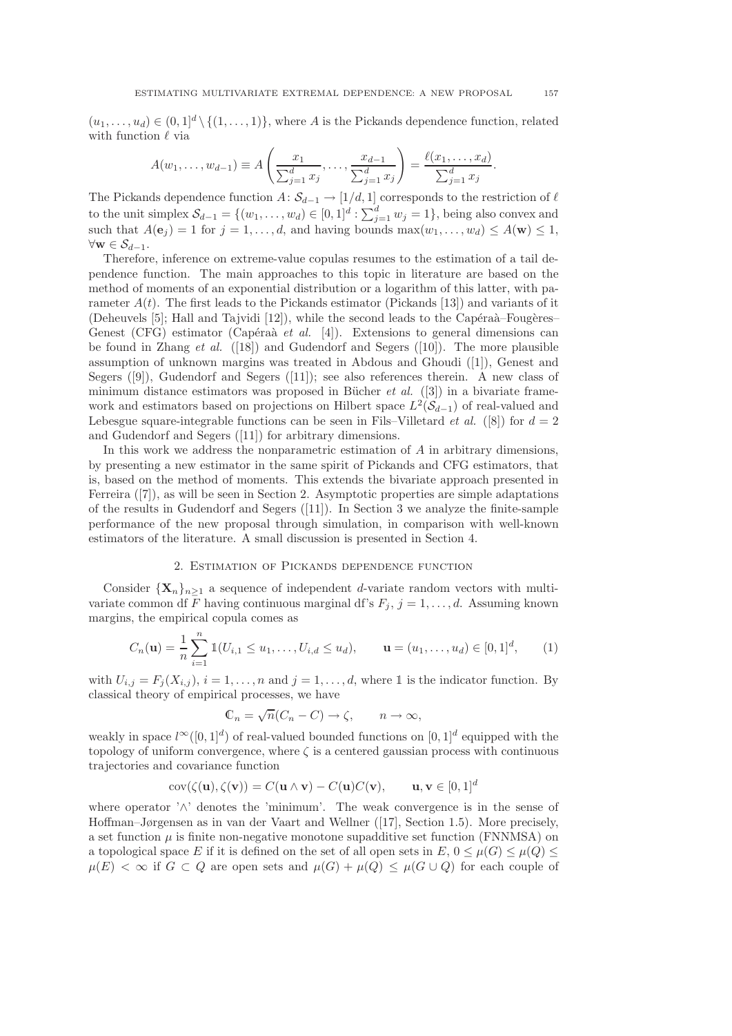$(u_1,\ldots,u_d) \in (0,1]^d \setminus \{(1,\ldots,1)\}$, where $A$ is the Pickands dependence function, related with function $\ell$ via

$$A(w_1,\ldots,w_{d-1}) \equiv A\left(\frac{x_1}{\sum_{j=1}^d x_j},\ldots,\frac{x_{d-1}}{\sum_{j=1}^d x_j}\right) = \frac{\ell(x_1,\ldots,x_d)}{\sum_{j=1}^d x_j}.$$

The Pickands dependence function $A\colon \mathcal{S}_{d-1} \to [1/d,1]$ corresponds to the restriction of $\ell$ to the unit simplex $\mathcal{S}_{d-1} = \{(w_1,\ldots,w_d) \in [0,1]^d : \sum_{j=1}^d w_j = 1\}$, being also convex and such that $A(\mathbf{e}_j) = 1$ for $j = 1,\ldots,d$, and having bounds $\max(w_1,\ldots,w_d) \le A(\mathbf{w}) \le 1$, $\forall \mathbf{w} \in \mathcal{S}_{d-1}$.

Therefore, inference on extreme-value copulas resumes to the estimation of a tail dependence function. The main approaches to this topic in literature are based on the method of moments of an exponential distribution or a logarithm of this latter, with parameter $A(t)$. The first leads to the Pickands estimator (Pickands [13]) and variants of it (Deheuvels [5]; Hall and Tajvidi [12]), while the second leads to the Capéraà–Fougères–Genest (CFG) estimator (Capéraà *et al.* [4]). Extensions to general dimensions can be found in Zhang *et al.* ([18]) and Gudendorf and Segers ([10]). The more plausible assumption of unknown margins was treated in Abdous and Ghoudi ([1]), Genest and Segers ([9]), Gudendorf and Segers ([11]); see also references therein. A new class of minimum distance estimators was proposed in Bücher *et al.* ([3]) in a bivariate framework and estimators based on projections on Hilbert space $L^2(\mathcal{S}_{d-1})$ of real-valued and Lebesgue square-integrable functions can be seen in Fils–Villetard *et al.* ([8]) for $d = 2$ and Gudendorf and Segers ([11]) for arbitrary dimensions.

In this work we address the nonparametric estimation of $A$ in arbitrary dimensions, by presenting a new estimator in the same spirit of Pickands and CFG estimators, that is, based on the method of moments. This extends the bivariate approach presented in Ferreira ([7]), as will be seen in Section 2. Asymptotic properties are simple adaptations of the results in Gudendorf and Segers ([11]). In Section 3 we analyze the finite-sample performance of the new proposal through simulation, in comparison with well-known estimators of the literature. A small discussion is presented in Section 4.

## 2. Estimation of Pickands dependence function

Consider $\{\mathbf{X}_n\}_{n\ge1}$ a sequence of independent $d$-variate random vectors with multivariate common df $F$ having continuous marginal df's $F_j$, $j = 1,\ldots,d$. Assuming known margins, the empirical copula comes as

$$C_n(\mathbf{u}) = \frac{1}{n}\sum_{i=1}^n \mathbb{1}(U_{i,1} \le u_1,\ldots,U_{i,d} \le u_d), \qquad \mathbf{u} = (u_1,\ldots,u_d) \in [0,1]^d, \tag{1}$$

with $U_{i,j} = F_j(X_{i,j})$, $i = 1,\ldots,n$ and $j = 1,\ldots,d$, where $\mathbb{1}$ is the indicator function. By classical theory of empirical processes, we have

$$\mathbb{C}_n = \sqrt{n}(C_n - C) \to \zeta, \qquad n \to \infty,$$

weakly in space $l^\infty([0,1]^d)$ of real-valued bounded functions on $[0,1]^d$ equipped with the topology of uniform convergence, where $\zeta$ is a centered gaussian process with continuous trajectories and covariance function

$$\operatorname{cov}(\zeta(\mathbf{u}),\zeta(\mathbf{v})) = C(\mathbf{u}\wedge\mathbf{v}) - C(\mathbf{u})C(\mathbf{v}), \qquad \mathbf{u},\mathbf{v} \in [0,1]^d$$

where operator '$\wedge$' denotes the 'minimum'. The weak convergence is in the sense of Hoffman–Jørgensen as in van der Vaart and Wellner ([17], Section 1.5). More precisely, a set function $\mu$ is finite non-negative monotone supadditive set function (FNNMSA) on a topological space $E$ if it is defined on the set of all open sets in $E$, $0 \le \mu(G) \le \mu(Q) \le \mu(E) < \infty$ if $G \subset Q$ are open sets and $\mu(G) + \mu(Q) \le \mu(G \cup Q)$ for each couple of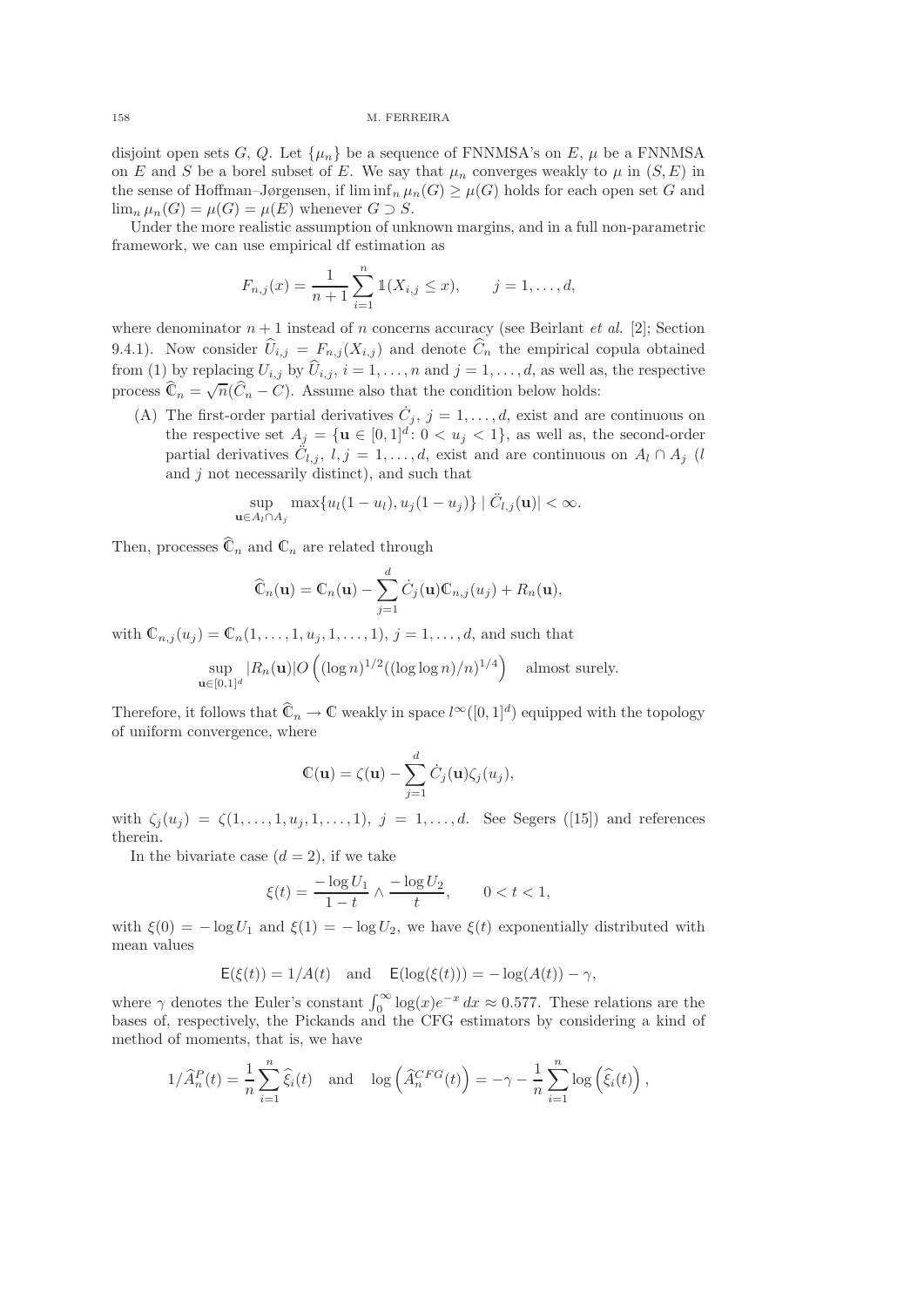disjoint open sets $G$, $Q$. Let $\{\mu_n\}$ be a sequence of FNNMSA's on $E$, $\mu$ be a FNNMSA on $E$ and $S$ be a borel subset of $E$. We say that $\mu_n$ converges weakly to $\mu$ in $(S, E)$ in the sense of Hoffman–Jørgensen, if $\liminf_n \mu_n(G) \geq \mu(G)$ holds for each open set $G$ and $\lim_n \mu_n(G) = \mu(G) = \mu(E)$ whenever $G \supset S$.

Under the more realistic assumption of unknown margins, and in a full non-parametric framework, we can use empirical df estimation as

$$F_{n,j}(x) = \frac{1}{n+1}\sum_{i=1}^{n} \mathbb{1}(X_{i,j} \leq x), \qquad j = 1, \ldots, d,$$

where denominator $n+1$ instead of $n$ concerns accuracy (see Beirlant *et al.* [2]; Section 9.4.1). Now consider $\widehat{U}_{i,j} = F_{n,j}(X_{i,j})$ and denote $\widehat{C}_n$ the empirical copula obtained from (1) by replacing $U_{i,j}$ by $\widehat{U}_{i,j}$, $i = 1, \ldots, n$ and $j = 1, \ldots, d$, as well as, the respective process $\widehat{\mathbb{C}}_n = \sqrt{n}(\widehat{C}_n - C)$. Assume also that the condition below holds:

(A) The first-order partial derivatives $\dot{C}_j$, $j = 1, \ldots, d$, exist and are continuous on the respective set $A_j = \{\mathbf{u} \in [0,1]^d : 0 < u_j < 1\}$, as well as, the second-order partial derivatives $\ddot{C}_{l,j}$, $l, j = 1, \ldots, d$, exist and are continuous on $A_l \cap A_j$ ($l$ and $j$ not necessarily distinct), and such that

$$\sup_{\mathbf{u} \in A_l \cap A_j} \max\{u_l(1-u_l), u_j(1-u_j)\} \mid \ddot{C}_{l,j}(\mathbf{u})| < \infty.$$

Then, processes $\widehat{\mathbb{C}}_n$ and $\mathbb{C}_n$ are related through

$$\widehat{\mathbb{C}}_n(\mathbf{u}) = \mathbb{C}_n(\mathbf{u}) - \sum_{j=1}^{d} \dot{C}_j(\mathbf{u})\mathbb{C}_{n,j}(u_j) + R_n(\mathbf{u}),$$

with $\mathbb{C}_{n,j}(u_j) = \mathbb{C}_n(1, \ldots, 1, u_j, 1, \ldots, 1)$, $j = 1, \ldots, d$, and such that

$$\sup_{\mathbf{u} \in [0,1]^d} |R_n(\mathbf{u})| O\left((\log n)^{1/2}((\log\log n)/n)^{1/4}\right) \quad \text{almost surely.}$$

Therefore, it follows that $\widehat{\mathbb{C}}_n \to \mathbb{C}$ weakly in space $l^\infty([0,1]^d)$ equipped with the topology of uniform convergence, where

$$\mathbb{C}(\mathbf{u}) = \zeta(\mathbf{u}) - \sum_{j=1}^{d} \dot{C}_j(\mathbf{u})\zeta_j(u_j),$$

with $\zeta_j(u_j) = \zeta(1, \ldots, 1, u_j, 1, \ldots, 1)$, $j = 1, \ldots, d$. See Segers ([15]) and references therein.

In the bivariate case ($d = 2$), if we take

$$\xi(t) = \frac{-\log U_1}{1-t} \wedge \frac{-\log U_2}{t}, \qquad 0 < t < 1,$$

with $\xi(0) = -\log U_1$ and $\xi(1) = -\log U_2$, we have $\xi(t)$ exponentially distributed with mean values

$$\mathsf{E}(\xi(t)) = 1/A(t) \quad \text{and} \quad \mathsf{E}(\log(\xi(t))) = -\log(A(t)) - \gamma,$$

where $\gamma$ denotes the Euler's constant $\int_0^\infty \log(x)e^{-x}\,dx \approx 0.577$. These relations are the bases of, respectively, the Pickands and the CFG estimators by considering a kind of method of moments, that is, we have

$$1/\widehat{A}_n^P(t) = \frac{1}{n}\sum_{i=1}^{n} \widehat{\xi}_i(t) \quad \text{and} \quad \log\left(\widehat{A}_n^{CFG}(t)\right) = -\gamma - \frac{1}{n}\sum_{i=1}^{n} \log\left(\widehat{\xi}_i(t)\right),$$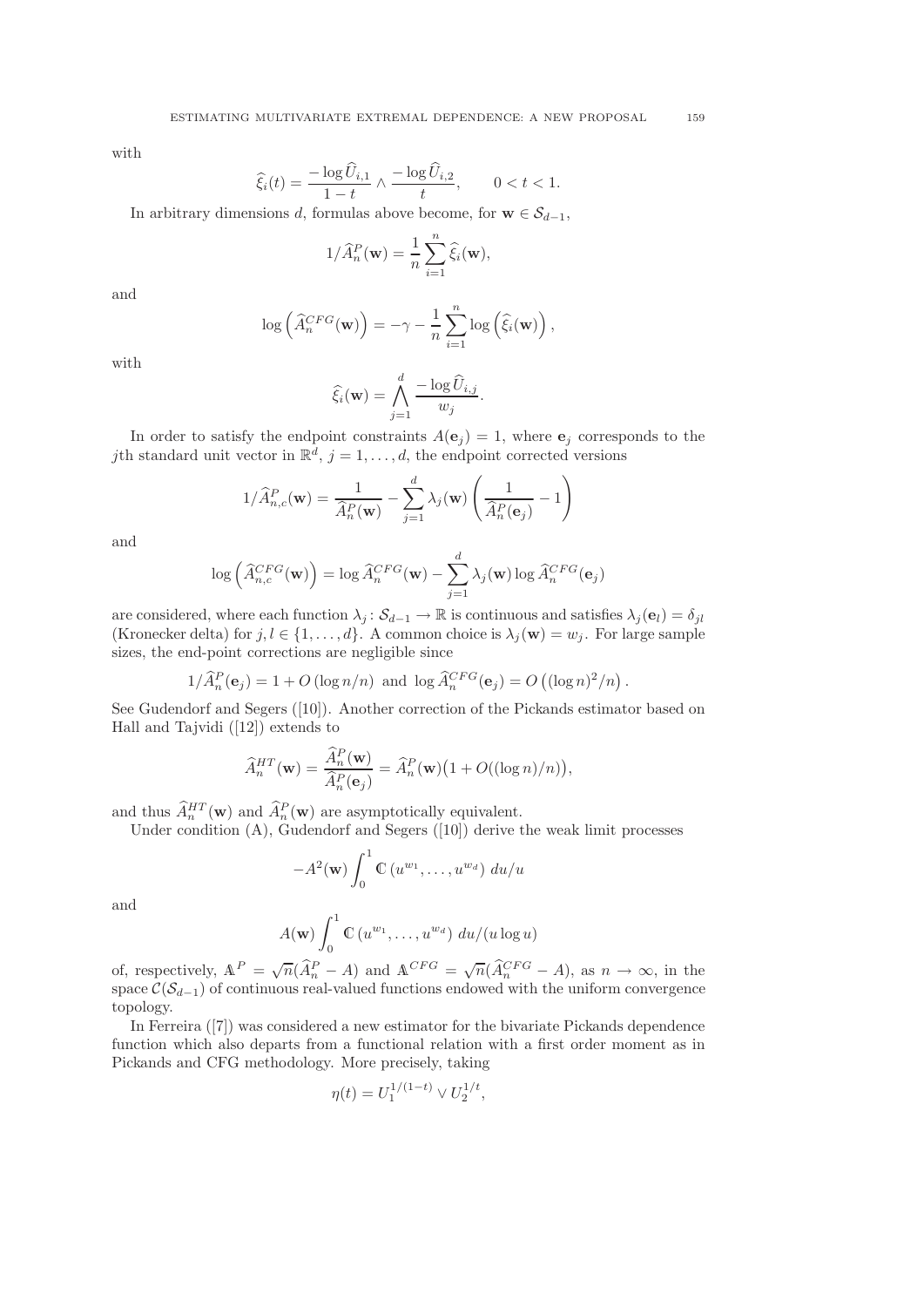with

$$\widehat{\xi}_i(t) = \frac{-\log \widehat{U}_{i,1}}{1-t} \wedge \frac{-\log \widehat{U}_{i,2}}{t}, \qquad 0 < t < 1.$$

In arbitrary dimensions $d$, formulas above become, for $\mathbf{w} \in \mathcal{S}_{d-1}$,

$$1/\widehat{A}_n^P(\mathbf{w}) = \frac{1}{n}\sum_{i=1}^{n} \widehat{\xi}_i(\mathbf{w}),$$

and

$$\log\left(\widehat{A}_n^{CFG}(\mathbf{w})\right) = -\gamma - \frac{1}{n}\sum_{i=1}^{n} \log\left(\widehat{\xi}_i(\mathbf{w})\right),$$

with

$$\widehat{\xi}_i(\mathbf{w}) = \bigwedge_{j=1}^{d} \frac{-\log \widehat{U}_{i,j}}{w_j}.$$

In order to satisfy the endpoint constraints $A(\mathbf{e}_j) = 1$, where $\mathbf{e}_j$ corresponds to the $j$th standard unit vector in $\mathbb{R}^d$, $j = 1, \dots, d$, the endpoint corrected versions

$$1/\widehat{A}_{n,c}^P(\mathbf{w}) = \frac{1}{\widehat{A}_n^P(\mathbf{w})} - \sum_{j=1}^{d} \lambda_j(\mathbf{w}) \left(\frac{1}{\widehat{A}_n^P(\mathbf{e}_j)} - 1\right)$$

and

$$\log\left(\widehat{A}_{n,c}^{CFG}(\mathbf{w})\right) = \log \widehat{A}_n^{CFG}(\mathbf{w}) - \sum_{j=1}^{d} \lambda_j(\mathbf{w}) \log \widehat{A}_n^{CFG}(\mathbf{e}_j)$$

are considered, where each function $\lambda_j \colon \mathcal{S}_{d-1} \to \mathbb{R}$ is continuous and satisfies $\lambda_j(\mathbf{e}_l) = \delta_{jl}$ (Kronecker delta) for $j, l \in \{1, \dots, d\}$. A common choice is $\lambda_j(\mathbf{w}) = w_j$. For large sample sizes, the end-point corrections are negligible since

$$1/\widehat{A}_n^P(\mathbf{e}_j) = 1 + O\left(\log n/n\right) \text{ and } \log \widehat{A}_n^{CFG}(\mathbf{e}_j) = O\left((\log n)^2/n\right).$$

See Gudendorf and Segers ([10]). Another correction of the Pickands estimator based on Hall and Tajvidi ([12]) extends to

$$\widehat{A}_n^{HT}(\mathbf{w}) = \frac{\widehat{A}_n^P(\mathbf{w})}{\widehat{A}_n^P(\mathbf{e}_j)} = \widehat{A}_n^P(\mathbf{w})\big(1 + O((\log n)/n)\big),$$

and thus $\widehat{A}_n^{HT}(\mathbf{w})$ and $\widehat{A}_n^P(\mathbf{w})$ are asymptotically equivalent.

Under condition (A), Gudendorf and Segers ([10]) derive the weak limit processes

$$-A^2(\mathbf{w}) \int_0^1 \mathbb{C}\left(u^{w_1}, \dots, u^{w_d}\right) \, du/u$$

and

$$A(\mathbf{w}) \int_0^1 \mathbb{C}\left(u^{w_1}, \dots, u^{w_d}\right) \, du/(u \log u)$$

of, respectively, $\mathbb{A}^P = \sqrt{n}(\widehat{A}_n^P - A)$ and $\mathbb{A}^{CFG} = \sqrt{n}(\widehat{A}_n^{CFG} - A)$, as $n \to \infty$, in the space $\mathcal{C}(\mathcal{S}_{d-1})$ of continuous real-valued functions endowed with the uniform convergence topology.

In Ferreira ([7]) was considered a new estimator for the bivariate Pickands dependence function which also departs from a functional relation with a first order moment as in Pickands and CFG methodology. More precisely, taking

$$\eta(t) = U_1^{1/(1-t)} \vee U_2^{1/t},$$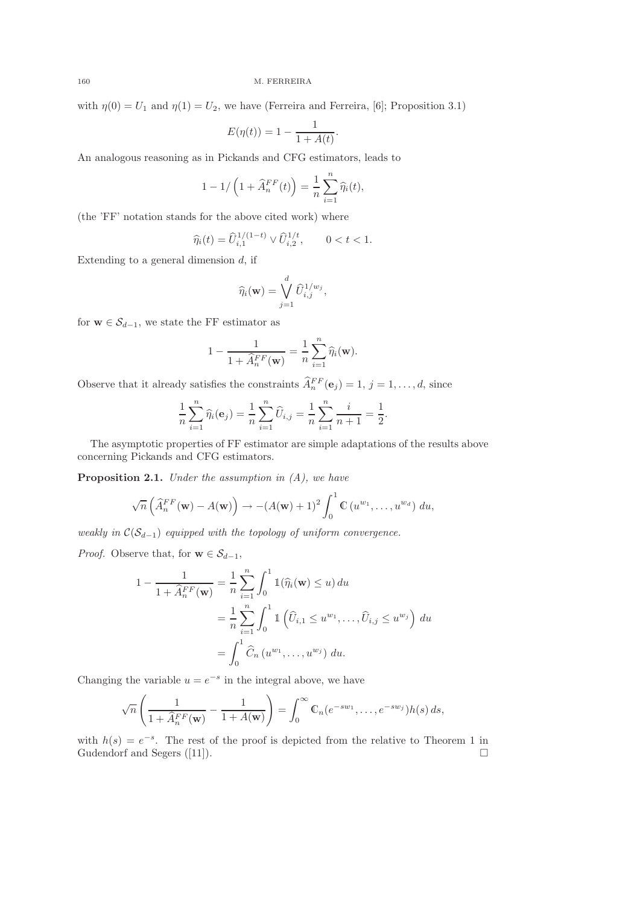with $\eta(0) = U_1$ and $\eta(1) = U_2$, we have (Ferreira and Ferreira, [6]; Proposition 3.1)

$$E(\eta(t)) = 1 - \frac{1}{1 + A(t)}.$$

An analogous reasoning as in Pickands and CFG estimators, leads to

$$1 - 1/\left(1 + \widehat{A}_n^{FF}(t)\right) = \frac{1}{n}\sum_{i=1}^{n} \widehat{\eta}_i(t),$$

(the 'FF' notation stands for the above cited work) where

$$\widehat{\eta}_i(t) = \widehat{U}_{i,1}^{1/(1-t)} \vee \widehat{U}_{i,2}^{1/t}, \qquad 0 < t < 1.$$

Extending to a general dimension $d$, if

$$\widehat{\eta}_i(\mathbf{w}) = \bigvee_{j=1}^{d} \widehat{U}_{i,j}^{1/w_j},$$

for $\mathbf{w} \in \mathcal{S}_{d-1}$, we state the FF estimator as

$$1 - \frac{1}{1 + \widehat{A}_n^{FF}(\mathbf{w})} = \frac{1}{n}\sum_{i=1}^{n} \widehat{\eta}_i(\mathbf{w}).$$

Observe that it already satisfies the constraints $\widehat{A}_n^{FF}(\mathbf{e}_j) = 1$, $j = 1, \ldots, d$, since

$$\frac{1}{n}\sum_{i=1}^{n} \widehat{\eta}_i(\mathbf{e}_j) = \frac{1}{n}\sum_{i=1}^{n} \widehat{U}_{i,j} = \frac{1}{n}\sum_{i=1}^{n} \frac{i}{n+1} = \frac{1}{2}.$$

The asymptotic properties of FF estimator are simple adaptations of the results above concerning Pickands and CFG estimators.

**Proposition 2.1.** *Under the assumption in (A), we have*

$$\sqrt{n}\left(\widehat{A}_n^{FF}(\mathbf{w}) - A(\mathbf{w})\right) \to -(A(\mathbf{w}) + 1)^2 \int_0^1 \mathbb{C}\left(u^{w_1}, \ldots, u^{w_d}\right) du,$$

*weakly in $\mathcal{C}(\mathcal{S}_{d-1})$ equipped with the topology of uniform convergence.*

*Proof.* Observe that, for $\mathbf{w} \in \mathcal{S}_{d-1}$,

$$\begin{aligned}
1 - \frac{1}{1 + \widehat{A}_n^{FF}(\mathbf{w})} &= \frac{1}{n}\sum_{i=1}^{n} \int_0^1 \mathbb{1}(\widehat{\eta}_i(\mathbf{w}) \le u)\, du \\
&= \frac{1}{n}\sum_{i=1}^{n} \int_0^1 \mathbb{1}\left(\widehat{U}_{i,1} \le u^{w_1}, \ldots, \widehat{U}_{i,j} \le u^{w_j}\right) du \\
&= \int_0^1 \widehat{C}_n\left(u^{w_1}, \ldots, u^{w_j}\right) du.
\end{aligned}$$

Changing the variable $u = e^{-s}$ in the integral above, we have

$$\sqrt{n}\left(\frac{1}{1 + \widehat{A}_n^{FF}(\mathbf{w})} - \frac{1}{1 + A(\mathbf{w})}\right) = \int_0^\infty \mathbb{C}_n(e^{-sw_1}, \ldots, e^{-sw_j}) h(s)\, ds,$$

with $h(s) = e^{-s}$. The rest of the proof is depicted from the relative to Theorem 1 in Gudendorf and Segers ([11]). □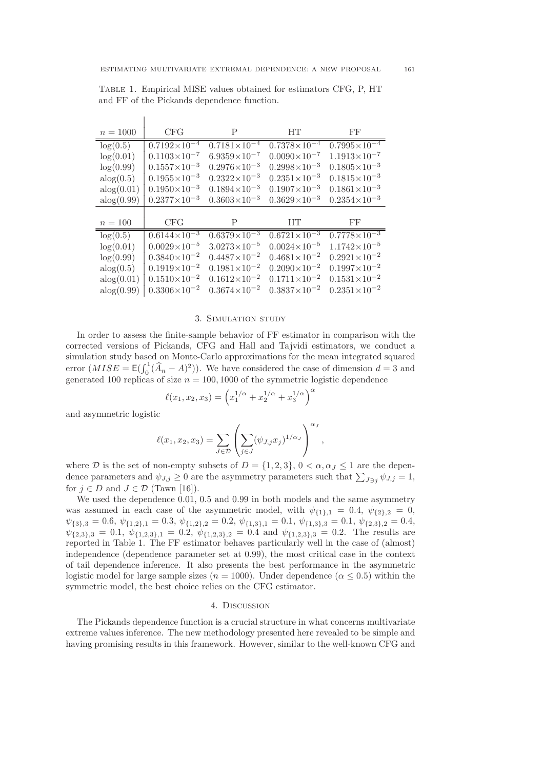Table 1. Empirical MISE values obtained for estimators CFG, P, HT and FF of the Pickands dependence function.

| $n = 1000$ | CFG | P | HT | FF |
|---|---|---|---|---|
| log(0.5) | $0.7192{\times}10^{-4}$ | $0.7181{\times}10^{-4}$ | $0.7378{\times}10^{-4}$ | $0.7995{\times}10^{-4}$ |
| log(0.01) | $0.1103{\times}10^{-7}$ | $6.9359{\times}10^{-7}$ | $0.0090{\times}10^{-7}$ | $1.1913{\times}10^{-7}$ |
| log(0.99) | $0.1557{\times}10^{-3}$ | $0.2976{\times}10^{-3}$ | $0.2998{\times}10^{-3}$ | $0.1805{\times}10^{-3}$ |
| alog(0.5) | $0.1955{\times}10^{-3}$ | $0.2322{\times}10^{-3}$ | $0.2351{\times}10^{-3}$ | $0.1815{\times}10^{-3}$ |
| alog(0.01) | $0.1950{\times}10^{-3}$ | $0.1894{\times}10^{-3}$ | $0.1907{\times}10^{-3}$ | $0.1861{\times}10^{-3}$ |
| alog(0.99) | $0.2377{\times}10^{-3}$ | $0.3603{\times}10^{-3}$ | $0.3629{\times}10^{-3}$ | $0.2354{\times}10^{-3}$ |
| $n = 100$ | CFG | P | HT | FF |
| log(0.5) | $0.6144{\times}10^{-3}$ | $0.6379{\times}10^{-3}$ | $0.6721{\times}10^{-3}$ | $0.7778{\times}10^{-3}$ |
| log(0.01) | $0.0029{\times}10^{-5}$ | $3.0273{\times}10^{-5}$ | $0.0024{\times}10^{-5}$ | $1.1742{\times}10^{-5}$ |
| log(0.99) | $0.3840{\times}10^{-2}$ | $0.4487{\times}10^{-2}$ | $0.4681{\times}10^{-2}$ | $0.2921{\times}10^{-2}$ |
| alog(0.5) | $0.1919{\times}10^{-2}$ | $0.1981{\times}10^{-2}$ | $0.2090{\times}10^{-2}$ | $0.1997{\times}10^{-2}$ |
| alog(0.01) | $0.1510{\times}10^{-2}$ | $0.1612{\times}10^{-2}$ | $0.1711{\times}10^{-2}$ | $0.1531{\times}10^{-2}$ |
| alog(0.99) | $0.3306{\times}10^{-2}$ | $0.3674{\times}10^{-2}$ | $0.3837{\times}10^{-2}$ | $0.2351{\times}10^{-2}$ |

## 3. Simulation study

In order to assess the finite-sample behavior of FF estimator in comparison with the corrected versions of Pickands, CFG and Hall and Tajvidi estimators, we conduct a simulation study based on Monte-Carlo approximations for the mean integrated squared error ($MISE = \mathsf{E}(\int_0^1(\widehat{A}_n - A)^2)$). We have considered the case of dimension $d = 3$ and generated 100 replicas of size $n = 100, 1000$ of the symmetric logistic dependence

$$\ell(x_1, x_2, x_3) = \left(x_1^{1/\alpha} + x_2^{1/\alpha} + x_3^{1/\alpha}\right)^{\alpha}$$

and asymmetric logistic

$$\ell(x_1, x_2, x_3) = \sum_{J \in \mathcal{D}} \left(\sum_{j \in J} (\psi_{J,j} x_j)^{1/\alpha_J}\right)^{\alpha_J},$$

where $\mathcal{D}$ is the set of non-empty subsets of $D = \{1, 2, 3\}$, $0 < \alpha, \alpha_J \leq 1$ are the dependence parameters and $\psi_{J,j} \geq 0$ are the asymmetry parameters such that $\sum_{J \ni j} \psi_{J,j} = 1$, for $j \in D$ and $J \in \mathcal{D}$ (Tawn [16]).

We used the dependence 0.01, 0.5 and 0.99 in both models and the same asymmetry was assumed in each case of the asymmetric model, with $\psi_{\{1\},1} = 0.4$, $\psi_{\{2\},2} = 0$, $\psi_{\{3\},3} = 0.6$, $\psi_{\{1,2\},1} = 0.3$, $\psi_{\{1,2\},2} = 0.2$, $\psi_{\{1,3\},1} = 0.1$, $\psi_{\{1,3\},3} = 0.1$, $\psi_{\{2,3\},2} = 0.4$, $\psi_{\{2,3\},3} = 0.1$, $\psi_{\{1,2,3\},1} = 0.2$, $\psi_{\{1,2,3\},2} = 0.4$ and $\psi_{\{1,2,3\},3} = 0.2$. The results are reported in Table 1. The FF estimator behaves particularly well in the case of (almost) independence (dependence parameter set at 0.99), the most critical case in the context of tail dependence inference. It also presents the best performance in the asymmetric logistic model for large sample sizes ($n = 1000$). Under dependence ($\alpha \leq 0.5$) within the symmetric model, the best choice relies on the CFG estimator.

## 4. Discussion

The Pickands dependence function is a crucial structure in what concerns multivariate extreme values inference. The new methodology presented here revealed to be simple and having promising results in this framework. However, similar to the well-known CFG and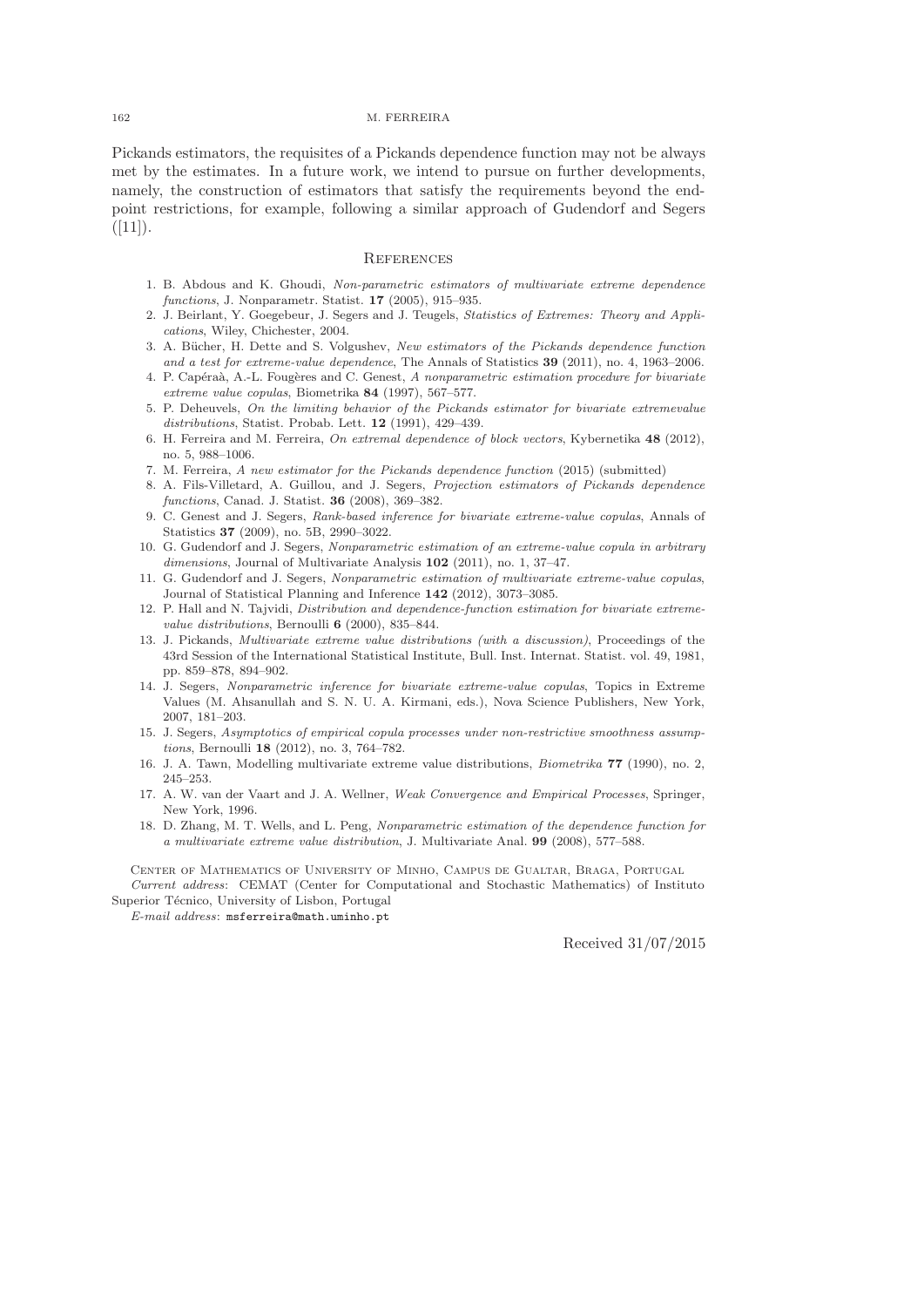Pickands estimators, the requisites of a Pickands dependence function may not be always met by the estimates. In a future work, we intend to pursue on further developments, namely, the construction of estimators that satisfy the requirements beyond the end-point restrictions, for example, following a similar approach of Gudendorf and Segers ([11]).

## References

1. B. Abdous and K. Ghoudi, *Non-parametric estimators of multivariate extreme dependence functions*, J. Nonparametr. Statist. **17** (2005), 915–935.
2. J. Beirlant, Y. Goegebeur, J. Segers and J. Teugels, *Statistics of Extremes: Theory and Applications*, Wiley, Chichester, 2004.
3. A. Bücher, H. Dette and S. Volgushev, *New estimators of the Pickands dependence function and a test for extreme-value dependence*, The Annals of Statistics **39** (2011), no. 4, 1963–2006.
4. P. Capéraà, A.-L. Fougères and C. Genest, *A nonparametric estimation procedure for bivariate extreme value copulas*, Biometrika **84** (1997), 567–577.
5. P. Deheuvels, *On the limiting behavior of the Pickands estimator for bivariate extremevalue distributions*, Statist. Probab. Lett. **12** (1991), 429–439.
6. H. Ferreira and M. Ferreira, *On extremal dependence of block vectors*, Kybernetika **48** (2012), no. 5, 988–1006.
7. M. Ferreira, *A new estimator for the Pickands dependence function* (2015) (submitted)
8. A. Fils-Villetard, A. Guillou, and J. Segers, *Projection estimators of Pickands dependence functions*, Canad. J. Statist. **36** (2008), 369–382.
9. C. Genest and J. Segers, *Rank-based inference for bivariate extreme-value copulas*, Annals of Statistics **37** (2009), no. 5B, 2990–3022.
10. G. Gudendorf and J. Segers, *Nonparametric estimation of an extreme-value copula in arbitrary dimensions*, Journal of Multivariate Analysis **102** (2011), no. 1, 37–47.
11. G. Gudendorf and J. Segers, *Nonparametric estimation of multivariate extreme-value copulas*, Journal of Statistical Planning and Inference **142** (2012), 3073–3085.
12. P. Hall and N. Tajvidi, *Distribution and dependence-function estimation for bivariate extreme-value distributions*, Bernoulli **6** (2000), 835–844.
13. J. Pickands, *Multivariate extreme value distributions (with a discussion)*, Proceedings of the 43rd Session of the International Statistical Institute, Bull. Inst. Internat. Statist. vol. 49, 1981, pp. 859–878, 894–902.
14. J. Segers, *Nonparametric inference for bivariate extreme-value copulas*, Topics in Extreme Values (M. Ahsanullah and S. N. U. A. Kirmani, eds.), Nova Science Publishers, New York, 2007, 181–203.
15. J. Segers, *Asymptotics of empirical copula processes under non-restrictive smoothness assumptions*, Bernoulli **18** (2012), no. 3, 764–782.
16. J. A. Tawn, Modelling multivariate extreme value distributions, *Biometrika* **77** (1990), no. 2, 245–253.
17. A. W. van der Vaart and J. A. Wellner, *Weak Convergence and Empirical Processes*, Springer, New York, 1996.
18. D. Zhang, M. T. Wells, and L. Peng, *Nonparametric estimation of the dependence function for a multivariate extreme value distribution*, J. Multivariate Anal. **99** (2008), 577–588.

Center of Mathematics of University of Minho, Campus de Gualtar, Braga, Portugal

*Current address*: CEMAT (Center for Computational and Stochastic Mathematics) of Instituto Superior Técnico, University of Lisbon, Portugal

*E-mail address*: msferreira@math.uminho.pt

Received 31/07/2015